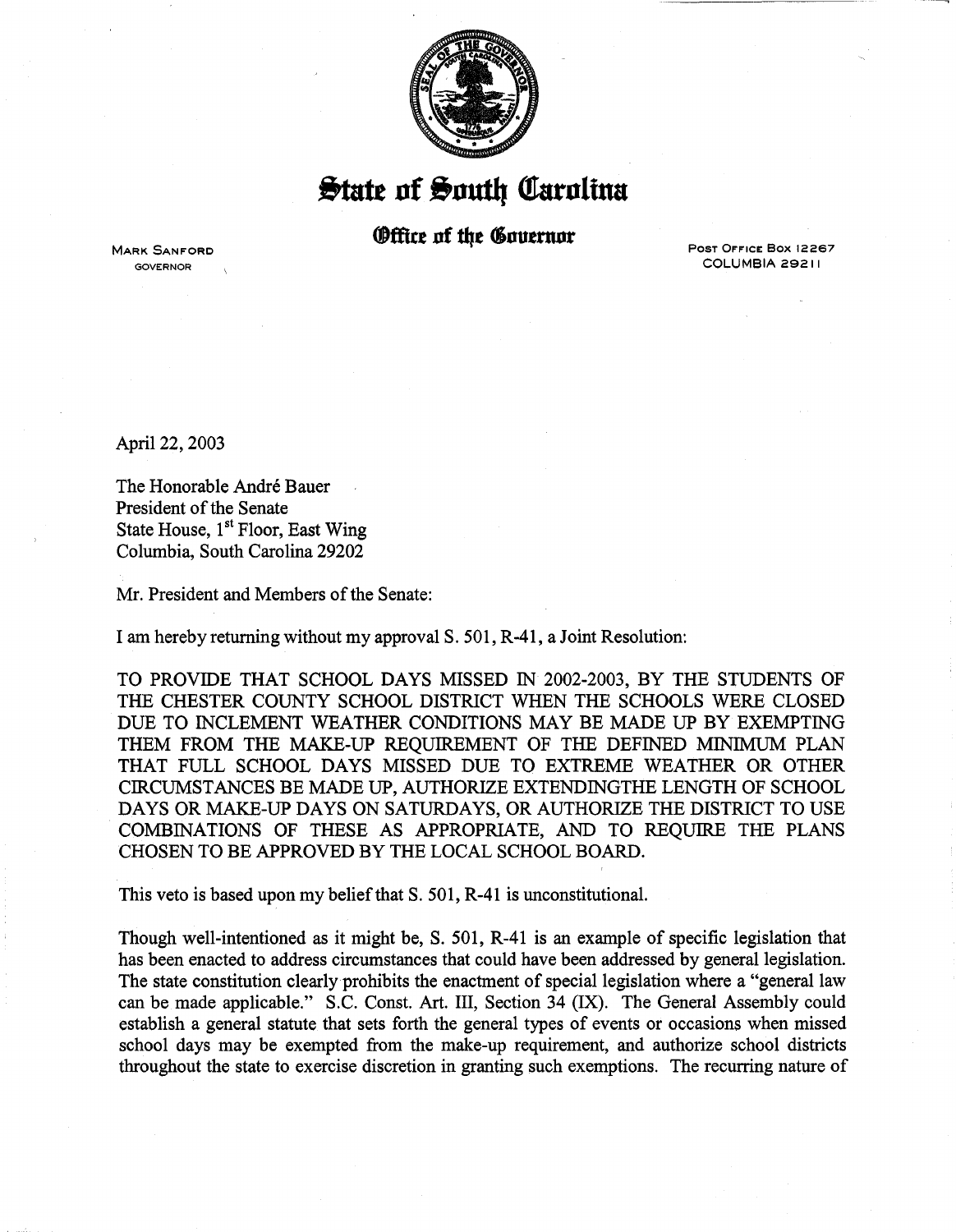# State of South Carolina

## Office of the Governor

MARK SANFORD
GOVERNOR

POST OFFICE BOX 12267
COLUMBIA 29211

April 22, 2003

The Honorable André Bauer
President of the Senate
State House, 1st Floor, East Wing
Columbia, South Carolina 29202

Mr. President and Members of the Senate:

I am hereby returning without my approval S. 501, R-41, a Joint Resolution:

TO PROVIDE THAT SCHOOL DAYS MISSED IN 2002-2003, BY THE STUDENTS OF THE CHESTER COUNTY SCHOOL DISTRICT WHEN THE SCHOOLS WERE CLOSED DUE TO INCLEMENT WEATHER CONDITIONS MAY BE MADE UP BY EXEMPTING THEM FROM THE MAKE-UP REQUIREMENT OF THE DEFINED MINIMUM PLAN THAT FULL SCHOOL DAYS MISSED DUE TO EXTREME WEATHER OR OTHER CIRCUMSTANCES BE MADE UP, AUTHORIZE EXTENDINGTHE LENGTH OF SCHOOL DAYS OR MAKE-UP DAYS ON SATURDAYS, OR AUTHORIZE THE DISTRICT TO USE COMBINATIONS OF THESE AS APPROPRIATE, AND TO REQUIRE THE PLANS CHOSEN TO BE APPROVED BY THE LOCAL SCHOOL BOARD.

This veto is based upon my belief that S. 501, R-41 is unconstitutional.

Though well-intentioned as it might be, S. 501, R-41 is an example of specific legislation that has been enacted to address circumstances that could have been addressed by general legislation. The state constitution clearly prohibits the enactment of special legislation where a "general law can be made applicable." S.C. Const. Art. III, Section 34 (IX). The General Assembly could establish a general statute that sets forth the general types of events or occasions when missed school days may be exempted from the make-up requirement, and authorize school districts throughout the state to exercise discretion in granting such exemptions. The recurring nature of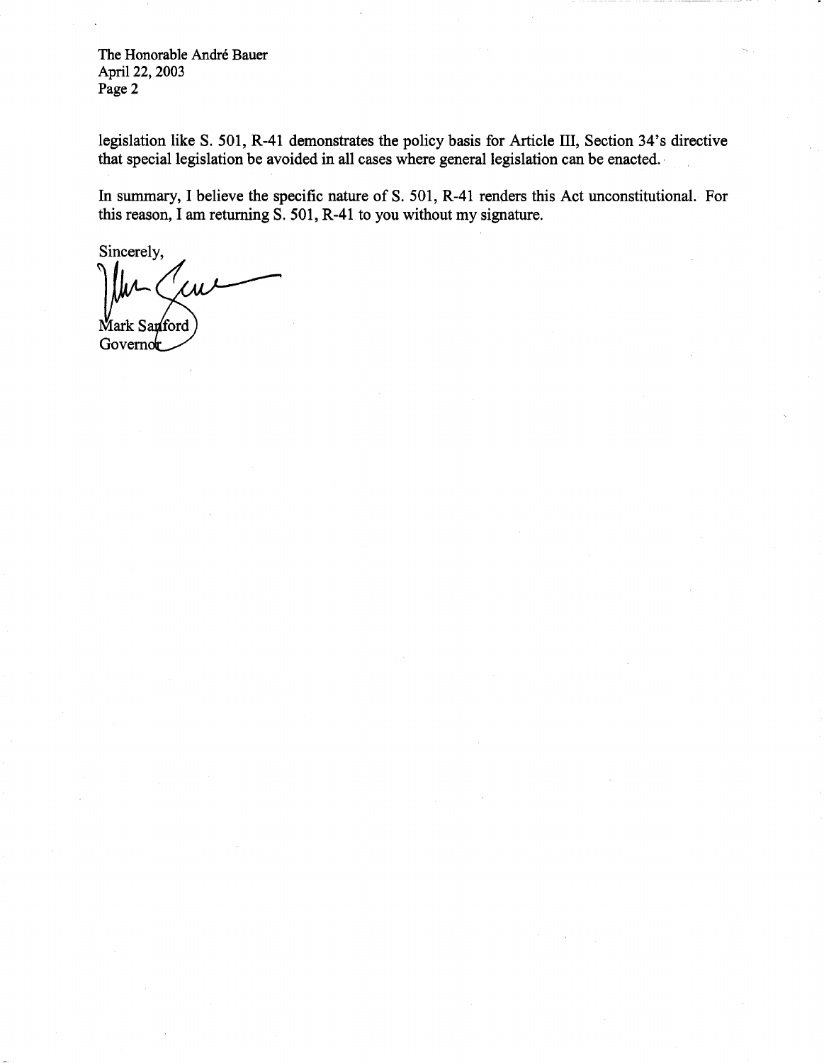legislation like S. 501, R-41 demonstrates the policy basis for Article III, Section 34's directive that special legislation be avoided in all cases where general legislation can be enacted.

In summary, I believe the specific nature of S. 501, R-41 renders this Act unconstitutional. For this reason, I am returning S. 501, R-41 to you without my signature.

Sincerely,

Mark Sanford
Governor